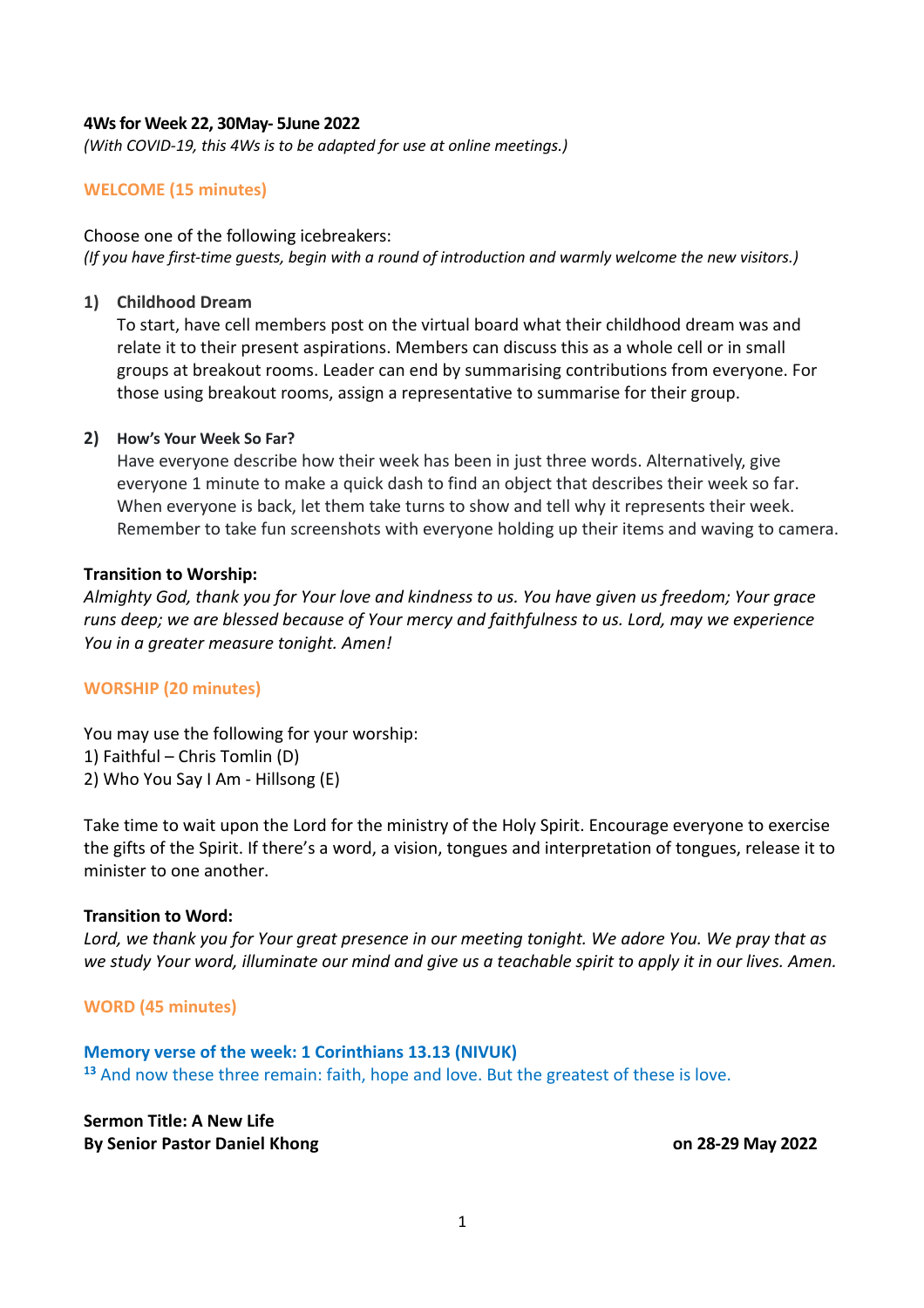**4Ws for Week 22, 30May- 5June 2022**

*(With COVID-19, this 4Ws is to be adapted for use at online meetings.)*

## WELCOME (15 minutes)

Choose one of the following icebreakers:

*(If you have first-time guests, begin with a round of introduction and warmly welcome the new visitors.)*

1) **Childhood Dream**
   To start, have cell members post on the virtual board what their childhood dream was and relate it to their present aspirations. Members can discuss this as a whole cell or in small groups at breakout rooms. Leader can end by summarising contributions from everyone. For those using breakout rooms, assign a representative to summarise for their group.

2) **How's Your Week So Far?**
   Have everyone describe how their week has been in just three words. Alternatively, give everyone 1 minute to make a quick dash to find an object that describes their week so far. When everyone is back, let them take turns to show and tell why it represents their week. Remember to take fun screenshots with everyone holding up their items and waving to camera.

**Transition to Worship:**

*Almighty God, thank you for Your love and kindness to us. You have given us freedom; Your grace runs deep; we are blessed because of Your mercy and faithfulness to us. Lord, may we experience You in a greater measure tonight. Amen!*

## WORSHIP (20 minutes)

You may use the following for your worship:

1) Faithful – Chris Tomlin (D)
2) Who You Say I Am - Hillsong (E)

Take time to wait upon the Lord for the ministry of the Holy Spirit. Encourage everyone to exercise the gifts of the Spirit. If there's a word, a vision, tongues and interpretation of tongues, release it to minister to one another.

**Transition to Word:**

*Lord, we thank you for Your great presence in our meeting tonight. We adore You. We pray that as we study Your word, illuminate our mind and give us a teachable spirit to apply it in our lives. Amen.*

## WORD (45 minutes)

**Memory verse of the week: 1 Corinthians 13.13 (NIVUK)**

[13] And now these three remain: faith, hope and love. But the greatest of these is love.

**Sermon Title: A New Life**
**By Senior Pastor Daniel Khong** **on 28-29 May 2022**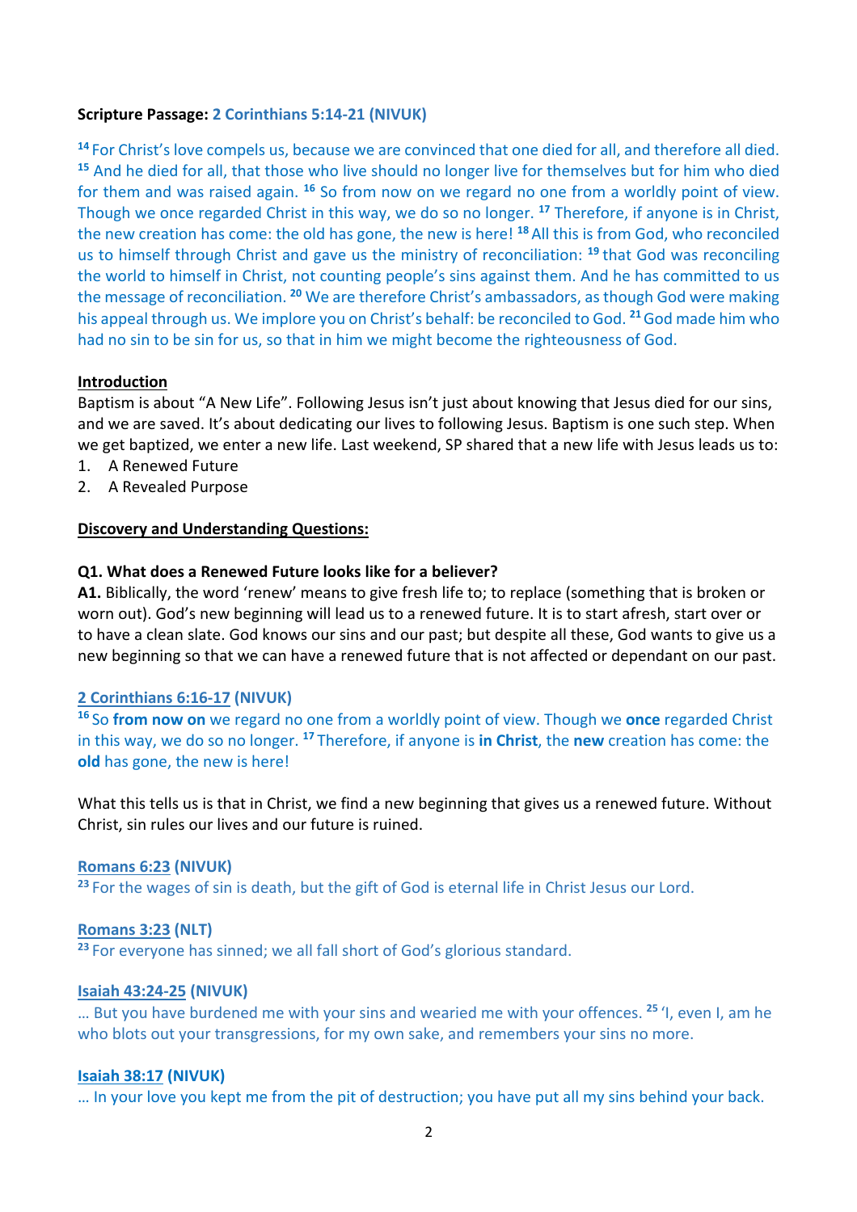**Scripture Passage:** 2 Corinthians 5:14-21 (NIVUK)

[14] For Christ's love compels us, because we are convinced that one died for all, and therefore all died. [15] And he died for all, that those who live should no longer live for themselves but for him who died for them and was raised again. [16] So from now on we regard no one from a worldly point of view. Though we once regarded Christ in this way, we do so no longer. [17] Therefore, if anyone is in Christ, the new creation has come: the old has gone, the new is here! [18] All this is from God, who reconciled us to himself through Christ and gave us the ministry of reconciliation: [19] that God was reconciling the world to himself in Christ, not counting people's sins against them. And he has committed to us the message of reconciliation. [20] We are therefore Christ's ambassadors, as though God were making his appeal through us. We implore you on Christ's behalf: be reconciled to God. [21] God made him who had no sin to be sin for us, so that in him we might become the righteousness of God.

**Introduction**

Baptism is about "A New Life". Following Jesus isn't just about knowing that Jesus died for our sins, and we are saved. It's about dedicating our lives to following Jesus. Baptism is one such step. When we get baptized, we enter a new life. Last weekend, SP shared that a new life with Jesus leads us to:

1. A Renewed Future
2. A Revealed Purpose

**Discovery and Understanding Questions:**

**Q1. What does a Renewed Future looks like for a believer?**

**A1.** Biblically, the word 'renew' means to give fresh life to; to replace (something that is broken or worn out). God's new beginning will lead us to a renewed future. It is to start afresh, start over or to have a clean slate. God knows our sins and our past; but despite all these, God wants to give us a new beginning so that we can have a renewed future that is not affected or dependant on our past.

**2 Corinthians 6:16-17 (NIVUK)**

[16] So **from now on** we regard no one from a worldly point of view. Though we **once** regarded Christ in this way, we do so no longer. [17] Therefore, if anyone is **in Christ**, the **new** creation has come: the **old** has gone, the new is here!

What this tells us is that in Christ, we find a new beginning that gives us a renewed future. Without Christ, sin rules our lives and our future is ruined.

**Romans 6:23 (NIVUK)**

[23] For the wages of sin is death, but the gift of God is eternal life in Christ Jesus our Lord.

**Romans 3:23 (NLT)**

[23] For everyone has sinned; we all fall short of God's glorious standard.

**Isaiah 43:24-25 (NIVUK)**

… But you have burdened me with your sins and wearied me with your offences. [25] 'I, even I, am he who blots out your transgressions, for my own sake, and remembers your sins no more.

**Isaiah 38:17 (NIVUK)**

… In your love you kept me from the pit of destruction; you have put all my sins behind your back.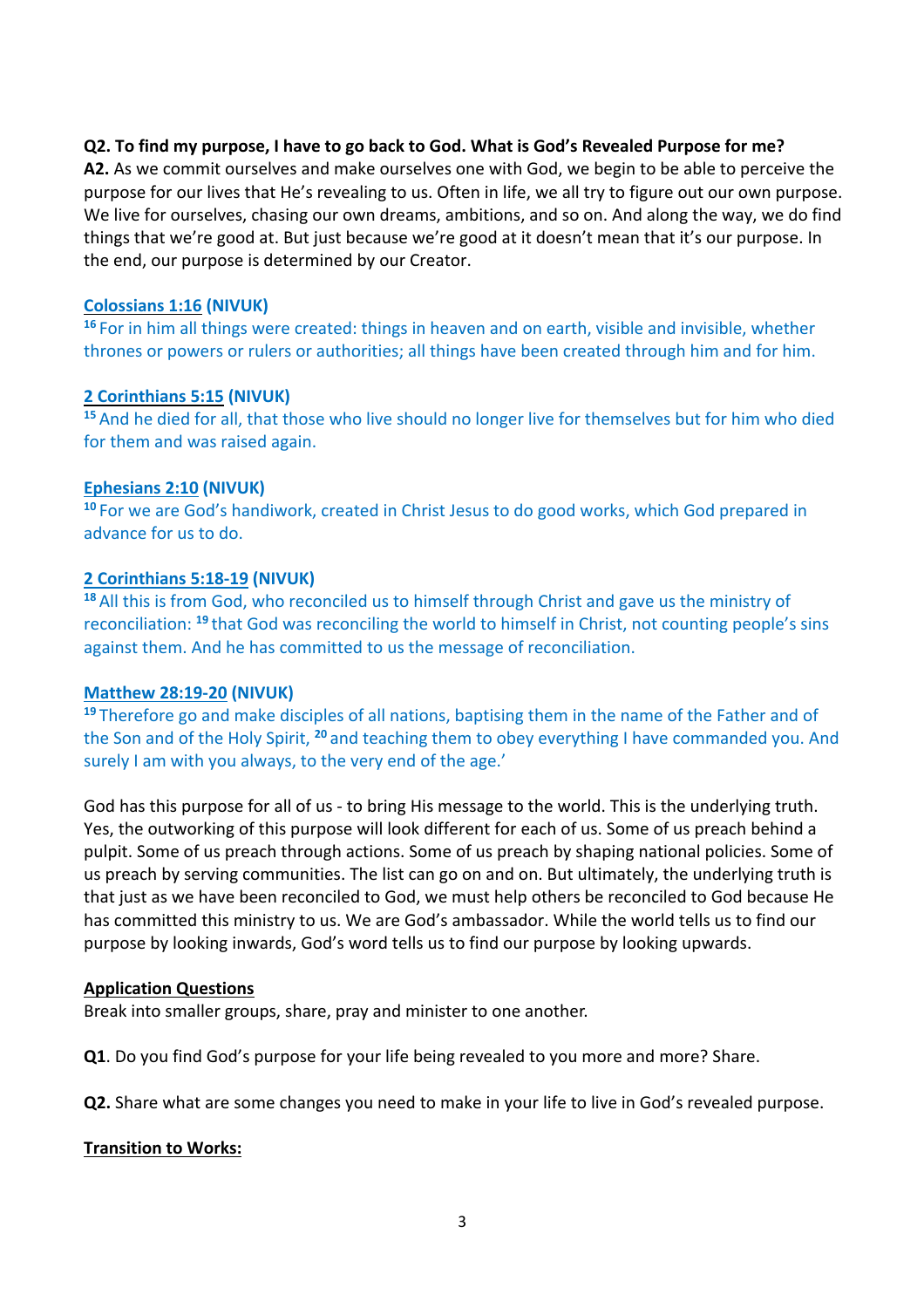**Q2. To find my purpose, I have to go back to God. What is God's Revealed Purpose for me?**
**A2.** As we commit ourselves and make ourselves one with God, we begin to be able to perceive the purpose for our lives that He's revealing to us. Often in life, we all try to figure out our own purpose. We live for ourselves, chasing our own dreams, ambitions, and so on. And along the way, we do find things that we're good at. But just because we're good at it doesn't mean that it's our purpose. In the end, our purpose is determined by our Creator.

**Colossians 1:16 (NIVUK)**
[16] For in him all things were created: things in heaven and on earth, visible and invisible, whether thrones or powers or rulers or authorities; all things have been created through him and for him.

**2 Corinthians 5:15 (NIVUK)**
[15] And he died for all, that those who live should no longer live for themselves but for him who died for them and was raised again.

**Ephesians 2:10 (NIVUK)**
[10] For we are God's handiwork, created in Christ Jesus to do good works, which God prepared in advance for us to do.

**2 Corinthians 5:18-19 (NIVUK)**
[18] All this is from God, who reconciled us to himself through Christ and gave us the ministry of reconciliation: [19] that God was reconciling the world to himself in Christ, not counting people's sins against them. And he has committed to us the message of reconciliation.

**Matthew 28:19-20 (NIVUK)**
[19] Therefore go and make disciples of all nations, baptising them in the name of the Father and of the Son and of the Holy Spirit, [20] and teaching them to obey everything I have commanded you. And surely I am with you always, to the very end of the age.'

God has this purpose for all of us - to bring His message to the world. This is the underlying truth. Yes, the outworking of this purpose will look different for each of us. Some of us preach behind a pulpit. Some of us preach through actions. Some of us preach by shaping national policies. Some of us preach by serving communities. The list can go on and on. But ultimately, the underlying truth is that just as we have been reconciled to God, we must help others be reconciled to God because He has committed this ministry to us. We are God's ambassador. While the world tells us to find our purpose by looking inwards, God's word tells us to find our purpose by looking upwards.

**Application Questions**
Break into smaller groups, share, pray and minister to one another.

**Q1**. Do you find God's purpose for your life being revealed to you more and more? Share.

**Q2.** Share what are some changes you need to make in your life to live in God's revealed purpose.

**Transition to Works:**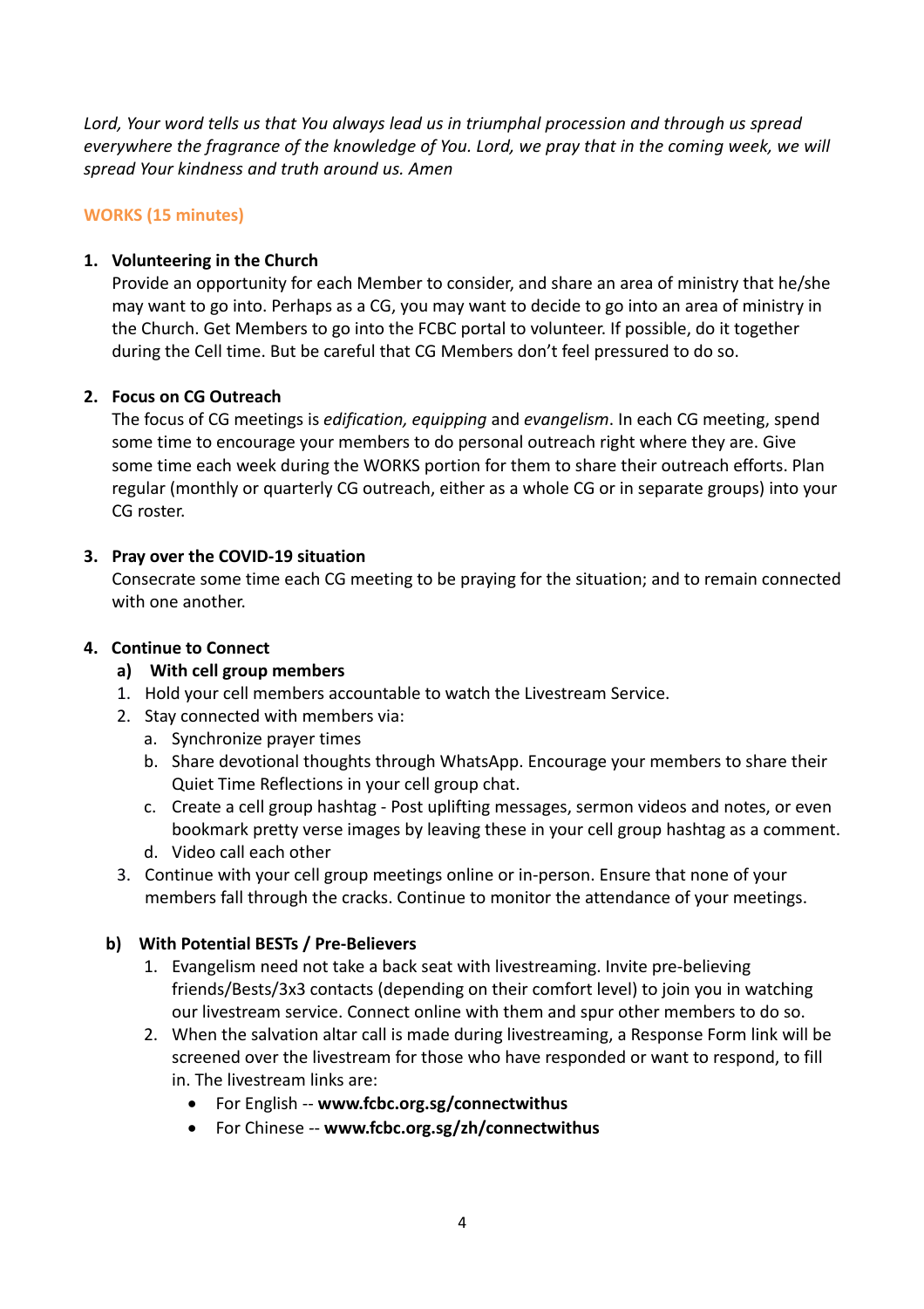*Lord, Your word tells us that You always lead us in triumphal procession and through us spread everywhere the fragrance of the knowledge of You. Lord, we pray that in the coming week, we will spread Your kindness and truth around us. Amen*

## WORKS (15 minutes)

1. **Volunteering in the Church**
   Provide an opportunity for each Member to consider, and share an area of ministry that he/she may want to go into. Perhaps as a CG, you may want to decide to go into an area of ministry in the Church. Get Members to go into the FCBC portal to volunteer. If possible, do it together during the Cell time. But be careful that CG Members don't feel pressured to do so.

2. **Focus on CG Outreach**
   The focus of CG meetings is *edification, equipping* and *evangelism*. In each CG meeting, spend some time to encourage your members to do personal outreach right where they are. Give some time each week during the WORKS portion for them to share their outreach efforts. Plan regular (monthly or quarterly CG outreach, either as a whole CG or in separate groups) into your CG roster.

3. **Pray over the COVID-19 situation**
   Consecrate some time each CG meeting to be praying for the situation; and to remain connected with one another.

4. **Continue to Connect**

   **a) With cell group members**

   1. Hold your cell members accountable to watch the Livestream Service.
   2. Stay connected with members via:
      a. Synchronize prayer times
      b. Share devotional thoughts through WhatsApp. Encourage your members to share their Quiet Time Reflections in your cell group chat.
      c. Create a cell group hashtag - Post uplifting messages, sermon videos and notes, or even bookmark pretty verse images by leaving these in your cell group hashtag as a comment.
      d. Video call each other
   3. Continue with your cell group meetings online or in-person. Ensure that none of your members fall through the cracks. Continue to monitor the attendance of your meetings.

   **b) With Potential BESTs / Pre-Believers**

   1. Evangelism need not take a back seat with livestreaming. Invite pre-believing friends/Bests/3x3 contacts (depending on their comfort level) to join you in watching our livestream service. Connect online with them and spur other members to do so.
   2. When the salvation altar call is made during livestreaming, a Response Form link will be screened over the livestream for those who have responded or want to respond, to fill in. The livestream links are:
      - For English -- **www.fcbc.org.sg/connectwithus**
      - For Chinese -- **www.fcbc.org.sg/zh/connectwithus**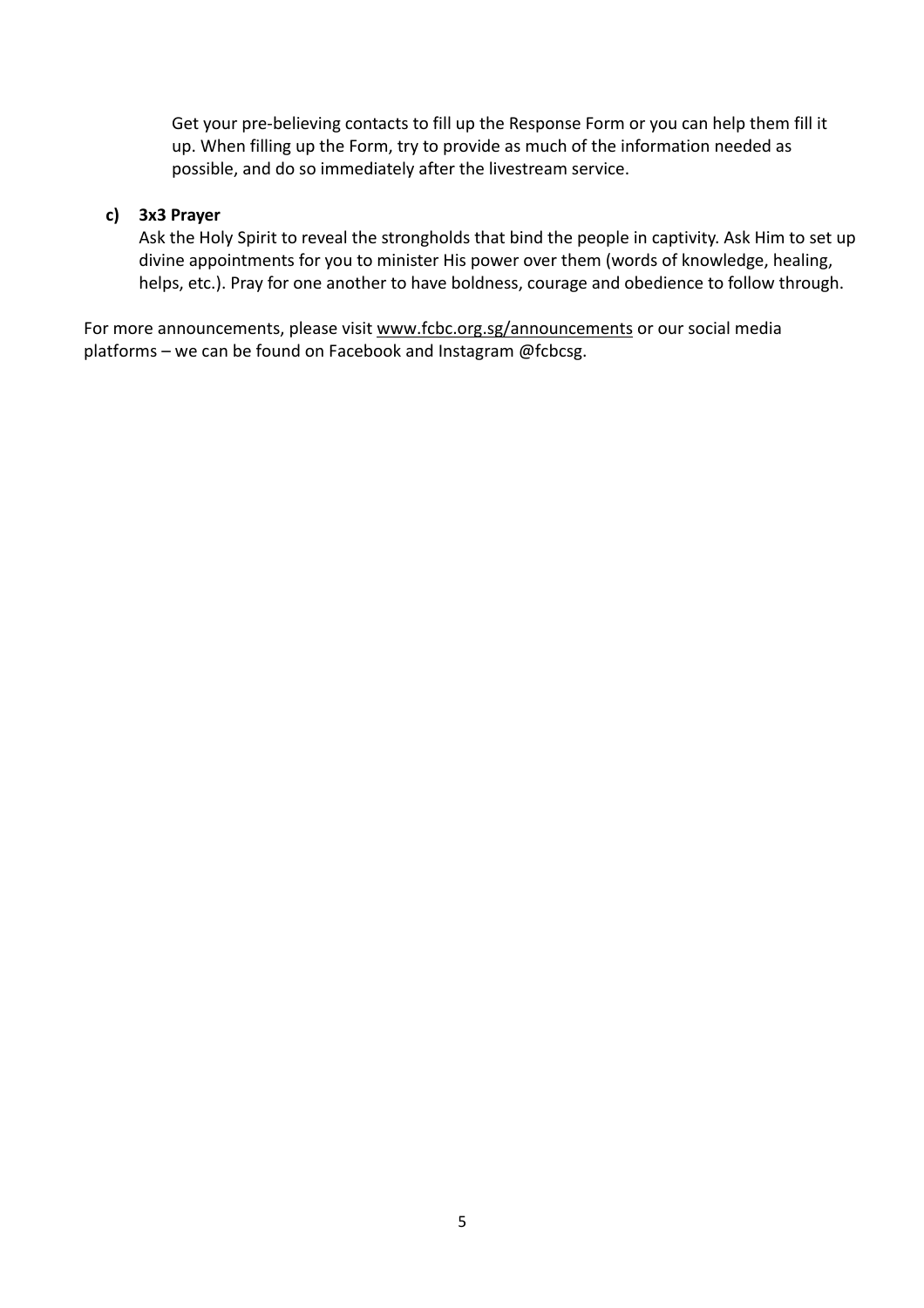Get your pre-believing contacts to fill up the Response Form or you can help them fill it up. When filling up the Form, try to provide as much of the information needed as possible, and do so immediately after the livestream service.

**c) 3x3 Prayer**

Ask the Holy Spirit to reveal the strongholds that bind the people in captivity. Ask Him to set up divine appointments for you to minister His power over them (words of knowledge, healing, helps, etc.). Pray for one another to have boldness, courage and obedience to follow through.

For more announcements, please visit www.fcbc.org.sg/announcements or our social media platforms – we can be found on Facebook and Instagram @fcbcsg.